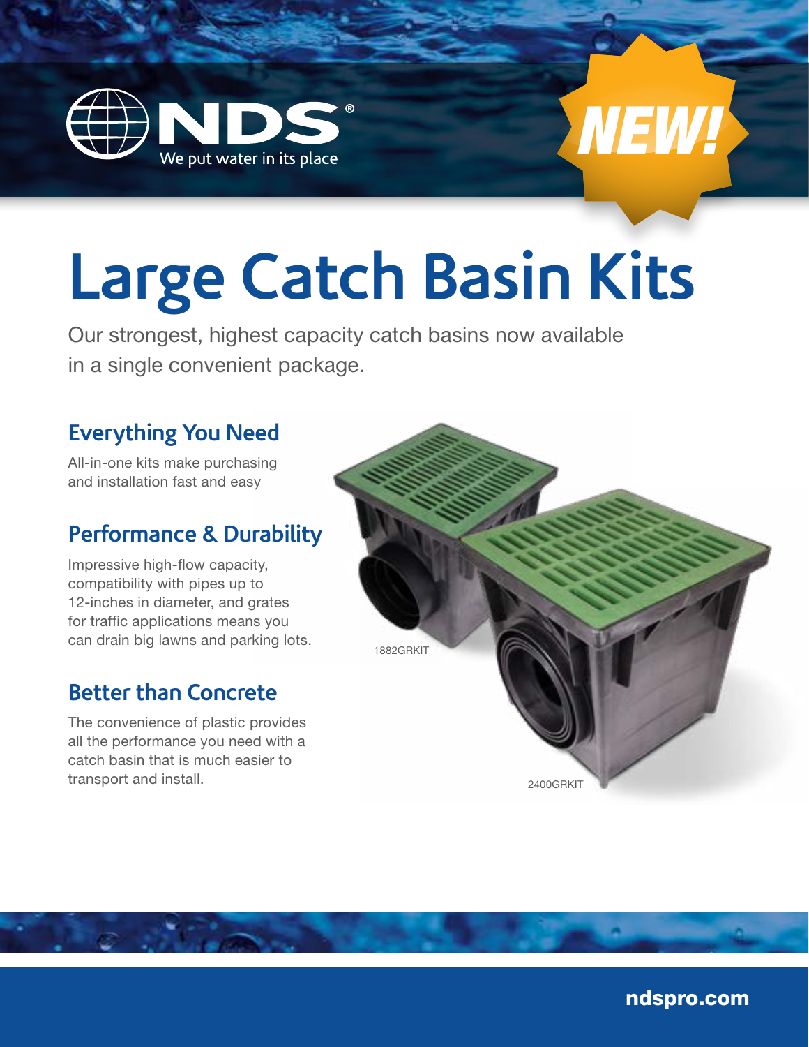NDS®

We put water in its place

NEW!

# Large Catch Basin Kits

Our strongest, highest capacity catch basins now available in a single convenient package.

## Everything You Need

All-in-one kits make purchasing and installation fast and easy

## Performance & Durability

Impressive high-flow capacity, compatibility with pipes up to 12-inches in diameter, and grates for traffic applications means you can drain big lawns and parking lots.

## Better than Concrete

The convenience of plastic provides all the performance you need with a catch basin that is much easier to transport and install.

1882GRKIT

2400GRKIT

ndspro.com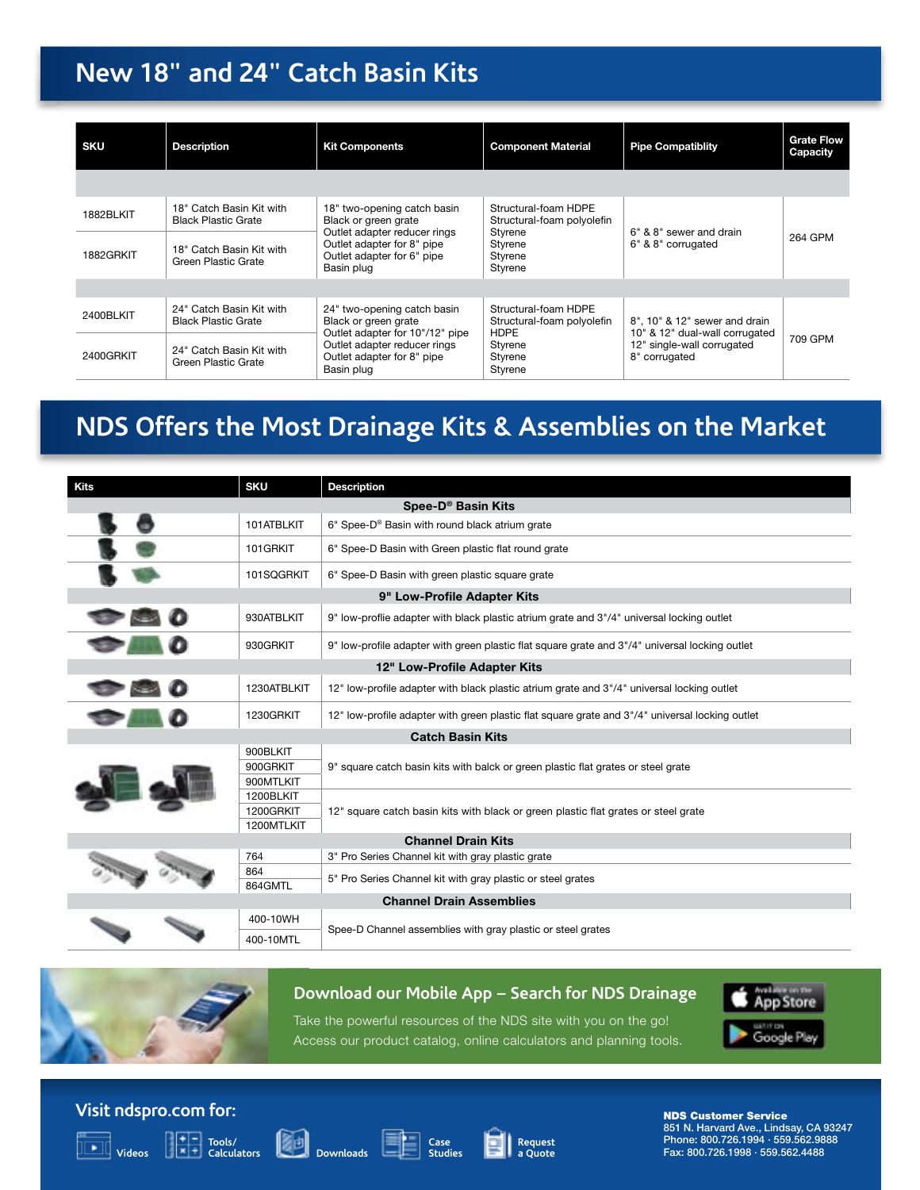# New 18" and 24" Catch Basin Kits

| SKU | Description | Kit Components | Component Material | Pipe Compatiblity | Grate Flow Capacity |
|---|---|---|---|---|---|
| 1882BLKIT | 18" Catch Basin Kit with Black Plastic Grate | 18" two-opening catch basin<br>Black or green grate<br>Outlet adapter reducer rings<br>Outlet adapter for 8" pipe<br>Outlet adapter for 6" pipe<br>Basin plug | Structural-foam HDPE<br>Structural-foam polyolefin<br>Styrene<br>Styrene<br>Styrene<br>Styrene | 6" & 8" sewer and drain<br>6" & 8" corrugated | 264 GPM |
| 1882GRKIT | 18" Catch Basin Kit with Green Plastic Grate | | | | |
| 2400BLKIT | 24" Catch Basin Kit with Black Plastic Grate | 24" two-opening catch basin<br>Black or green grate<br>Outlet adapter for 10"/12" pipe<br>Outlet adapter reducer rings<br>Outlet adapter for 8" pipe<br>Basin plug | Structural-foam HDPE<br>Structural-foam polyolefin<br>HDPE<br>Styrene<br>Styrene<br>Styrene | 8", 10" & 12" sewer and drain<br>10" & 12" dual-wall corrugated<br>12" single-wall corrugated<br>8" corrugated | 709 GPM |
| 2400GRKIT | 24" Catch Basin Kit with Green Plastic Grate | | | | |

# NDS Offers the Most Drainage Kits & Assemblies on the Market

| Kits | SKU | Description |
|---|---|---|
| | **Spee-D® Basin Kits** | |
| | 101ATBLKIT | 6" Spee-D® Basin with round black atrium grate |
| | 101GRKIT | 6" Spee-D Basin with Green plastic flat round grate |
| | 101SQGRKIT | 6" Spee-D Basin with green plastic square grate |
| | **9" Low-Profile Adapter Kits** | |
| | 930ATBLKIT | 9" low-proflie adapter with black plastic atrium grate and 3"/4" universal locking outlet |
| | 930GRKIT | 9" low-profile adapter with green plastic flat square grate and 3"/4" universal locking outlet |
| | **12" Low-Profile Adapter Kits** | |
| | 1230ATBLKIT | 12" low-profile adapter with black plastic atrium grate and 3"/4" universal locking outlet |
| | 1230GRKIT | 12" low-profile adapter with green plastic flat square grate and 3"/4" universal locking outlet |
| | **Catch Basin Kits** | |
| | 900BLKIT<br>900GRKIT<br>900MTLKIT | 9" square catch basin kits with balck or green plastic flat grates or steel grate |
| | 1200BLKIT<br>1200GRKIT<br>1200MTLKIT | 12" square catch basin kits with black or green plastic flat grates or steel grate |
| | **Channel Drain Kits** | |
| | 764 | 3" Pro Series Channel kit with gray plastic grate |
| | 864<br>864GMTL | 5" Pro Series Channel kit with gray plastic or steel grates |
| | **Channel Drain Assemblies** | |
| | 400-10WH<br>400-10MTL | Spee-D Channel assemblies with gray plastic or steel grates |

## Download our Mobile App – Search for NDS Drainage

Take the powerful resources of the NDS site with you on the go!
Access our product catalog, online calculators and planning tools.

Available on the App Store

GET IT ON Google Play

## Visit ndspro.com for:

Videos · Tools/ Calculators · Downloads · Case Studies · Request a Quote

**NDS Customer Service**
851 N. Harvard Ave., Lindsay, CA 93247
Phone: 800.726.1994 · 559.562.9888
Fax: 800.726.1998 · 559.562.4488